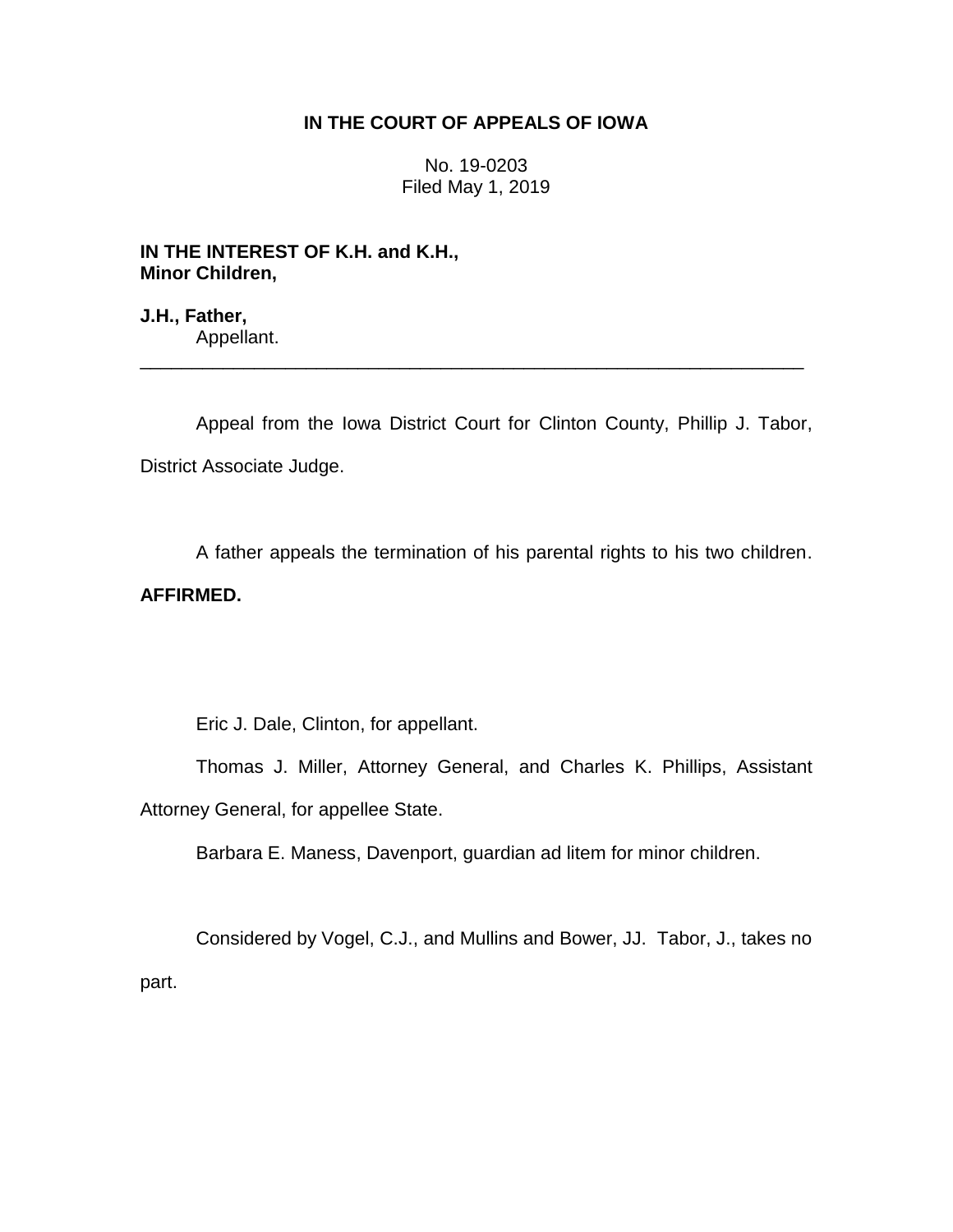**IN THE COURT OF APPEALS OF IOWA**

No. 19-0203
Filed May 1, 2019

**IN THE INTEREST OF K.H. and K.H.,
Minor Children,**

**J.H., Father,**
Appellant.

________________________________________________________________

Appeal from the Iowa District Court for Clinton County, Phillip J. Tabor, District Associate Judge.

A father appeals the termination of his parental rights to his two children. **AFFIRMED.**

Eric J. Dale, Clinton, for appellant.

Thomas J. Miller, Attorney General, and Charles K. Phillips, Assistant Attorney General, for appellee State.

Barbara E. Maness, Davenport, guardian ad litem for minor children.

Considered by Vogel, C.J., and Mullins and Bower, JJ. Tabor, J., takes no part.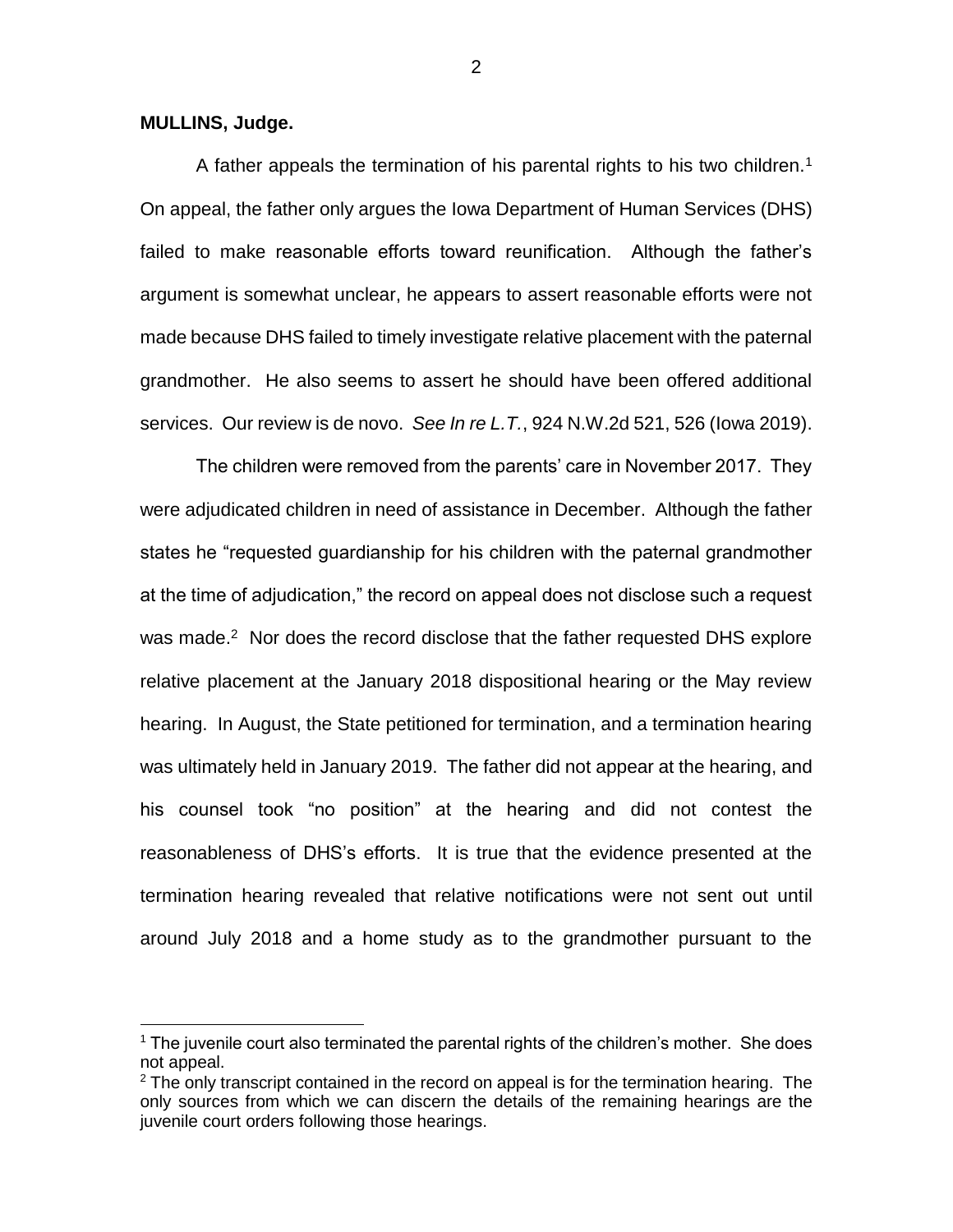**MULLINS, Judge.**

A father appeals the termination of his parental rights to his two children.[1] On appeal, the father only argues the Iowa Department of Human Services (DHS) failed to make reasonable efforts toward reunification. Although the father's argument is somewhat unclear, he appears to assert reasonable efforts were not made because DHS failed to timely investigate relative placement with the paternal grandmother. He also seems to assert he should have been offered additional services. Our review is de novo. *See In re L.T.*, 924 N.W.2d 521, 526 (Iowa 2019).

The children were removed from the parents' care in November 2017. They were adjudicated children in need of assistance in December. Although the father states he "requested guardianship for his children with the paternal grandmother at the time of adjudication," the record on appeal does not disclose such a request was made.[2] Nor does the record disclose that the father requested DHS explore relative placement at the January 2018 dispositional hearing or the May review hearing. In August, the State petitioned for termination, and a termination hearing was ultimately held in January 2019. The father did not appear at the hearing, and his counsel took "no position" at the hearing and did not contest the reasonableness of DHS's efforts. It is true that the evidence presented at the termination hearing revealed that relative notifications were not sent out until around July 2018 and a home study as to the grandmother pursuant to the

[1] The juvenile court also terminated the parental rights of the children's mother. She does not appeal.

[2] The only transcript contained in the record on appeal is for the termination hearing. The only sources from which we can discern the details of the remaining hearings are the juvenile court orders following those hearings.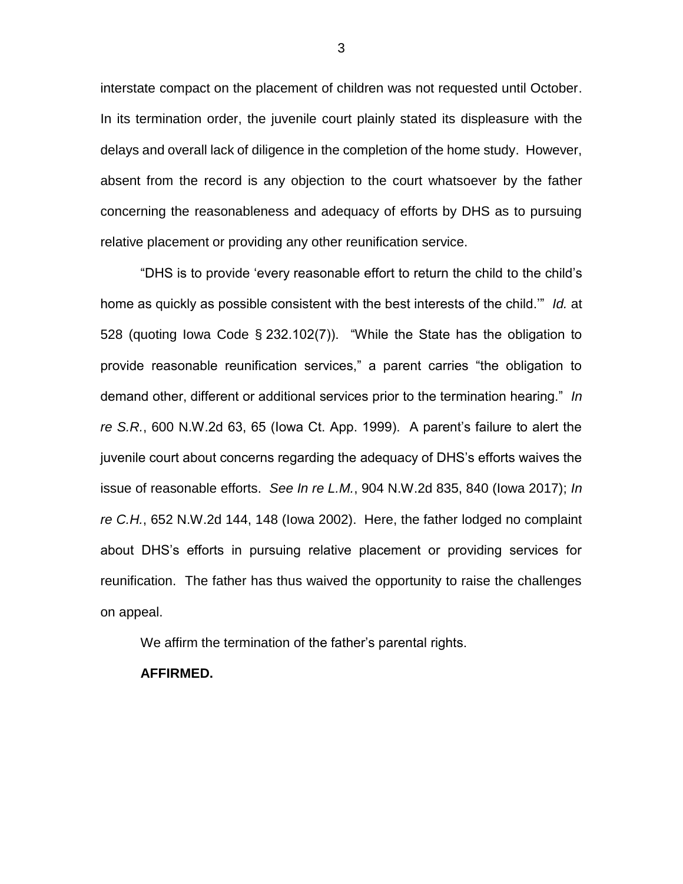interstate compact on the placement of children was not requested until October. In its termination order, the juvenile court plainly stated its displeasure with the delays and overall lack of diligence in the completion of the home study. However, absent from the record is any objection to the court whatsoever by the father concerning the reasonableness and adequacy of efforts by DHS as to pursuing relative placement or providing any other reunification service.

"DHS is to provide 'every reasonable effort to return the child to the child's home as quickly as possible consistent with the best interests of the child.'" *Id.* at 528 (quoting Iowa Code § 232.102(7)). "While the State has the obligation to provide reasonable reunification services," a parent carries "the obligation to demand other, different or additional services prior to the termination hearing." *In re S.R.*, 600 N.W.2d 63, 65 (Iowa Ct. App. 1999). A parent's failure to alert the juvenile court about concerns regarding the adequacy of DHS's efforts waives the issue of reasonable efforts. *See In re L.M.*, 904 N.W.2d 835, 840 (Iowa 2017); *In re C.H.*, 652 N.W.2d 144, 148 (Iowa 2002). Here, the father lodged no complaint about DHS's efforts in pursuing relative placement or providing services for reunification. The father has thus waived the opportunity to raise the challenges on appeal.

We affirm the termination of the father's parental rights.

**AFFIRMED.**